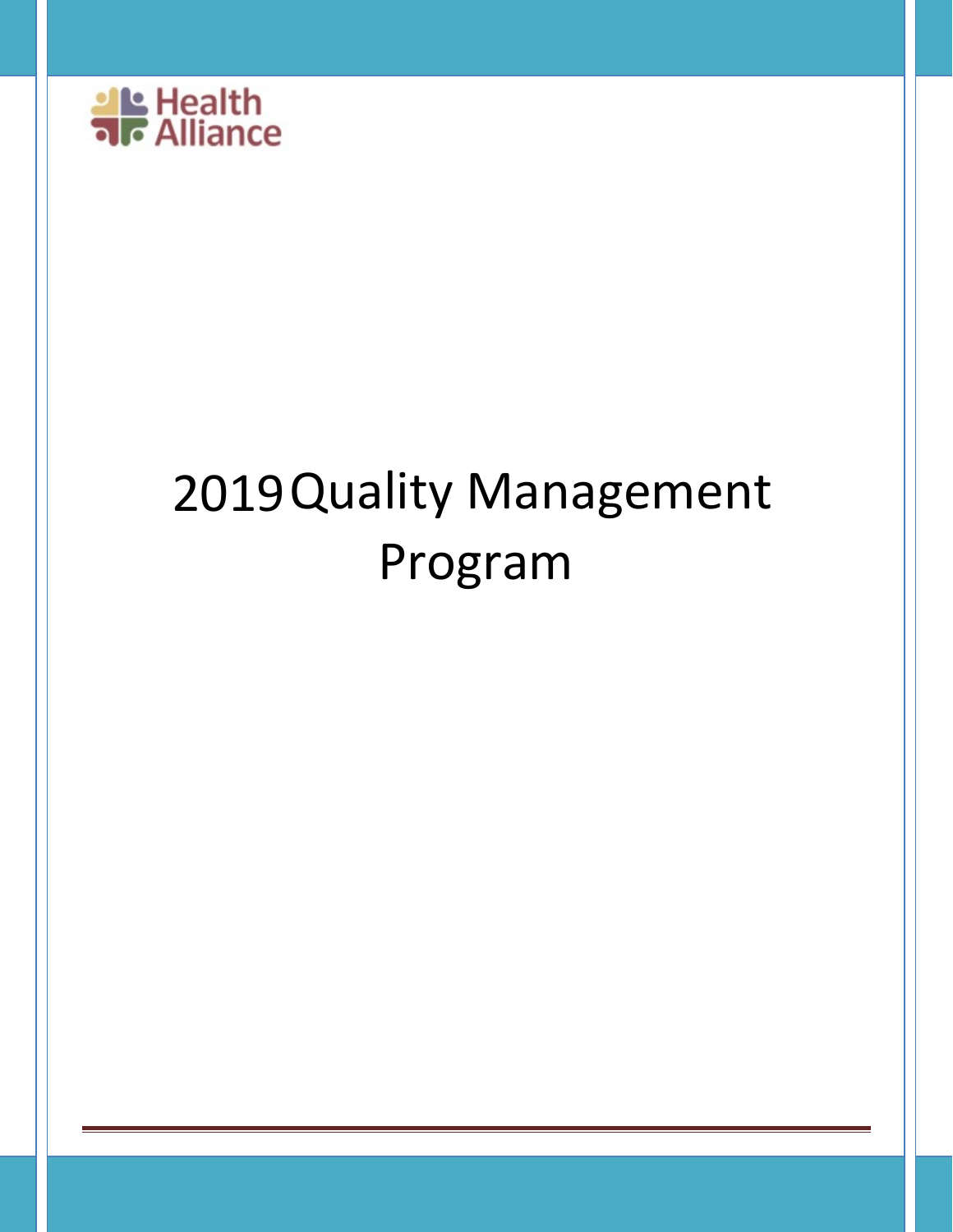Health Alliance

# 2019 Quality Management Program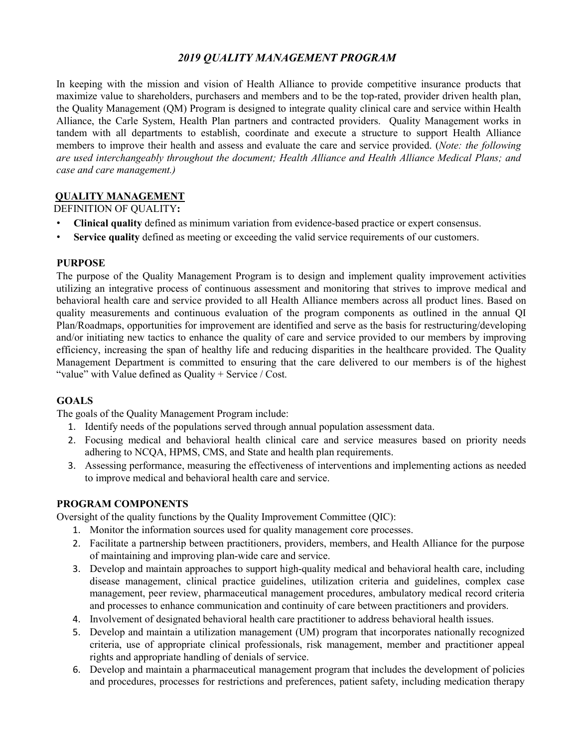# *2019 QUALITY MANAGEMENT PROGRAM*

In keeping with the mission and vision of Health Alliance to provide competitive insurance products that maximize value to shareholders, purchasers and members and to be the top-rated, provider driven health plan, the Quality Management (QM) Program is designed to integrate quality clinical care and service within Health Alliance, the Carle System, Health Plan partners and contracted providers. Quality Management works in tandem with all departments to establish, coordinate and execute a structure to support Health Alliance members to improve their health and assess and evaluate the care and service provided. (*Note: the following are used interchangeably throughout the document; Health Alliance and Health Alliance Medical Plans; and case and care management.)*

## QUALITY MANAGEMENT

DEFINITION OF QUALITY**:**

- **Clinical quality** defined as minimum variation from evidence-based practice or expert consensus.
- **Service quality** defined as meeting or exceeding the valid service requirements of our customers.

## PURPOSE

The purpose of the Quality Management Program is to design and implement quality improvement activities utilizing an integrative process of continuous assessment and monitoring that strives to improve medical and behavioral health care and service provided to all Health Alliance members across all product lines. Based on quality measurements and continuous evaluation of the program components as outlined in the annual QI Plan/Roadmaps, opportunities for improvement are identified and serve as the basis for restructuring/developing and/or initiating new tactics to enhance the quality of care and service provided to our members by improving efficiency, increasing the span of healthy life and reducing disparities in the healthcare provided. The Quality Management Department is committed to ensuring that the care delivered to our members is of the highest "value" with Value defined as Quality + Service / Cost.

## GOALS

The goals of the Quality Management Program include:

1. Identify needs of the populations served through annual population assessment data.
2. Focusing medical and behavioral health clinical care and service measures based on priority needs adhering to NCQA, HPMS, CMS, and State and health plan requirements.
3. Assessing performance, measuring the effectiveness of interventions and implementing actions as needed to improve medical and behavioral health care and service.

## PROGRAM COMPONENTS

Oversight of the quality functions by the Quality Improvement Committee (QIC):

1. Monitor the information sources used for quality management core processes.
2. Facilitate a partnership between practitioners, providers, members, and Health Alliance for the purpose of maintaining and improving plan-wide care and service.
3. Develop and maintain approaches to support high-quality medical and behavioral health care, including disease management, clinical practice guidelines, utilization criteria and guidelines, complex case management, peer review, pharmaceutical management procedures, ambulatory medical record criteria and processes to enhance communication and continuity of care between practitioners and providers.
4. Involvement of designated behavioral health care practitioner to address behavioral health issues.
5. Develop and maintain a utilization management (UM) program that incorporates nationally recognized criteria, use of appropriate clinical professionals, risk management, member and practitioner appeal rights and appropriate handling of denials of service.
6. Develop and maintain a pharmaceutical management program that includes the development of policies and procedures, processes for restrictions and preferences, patient safety, including medication therapy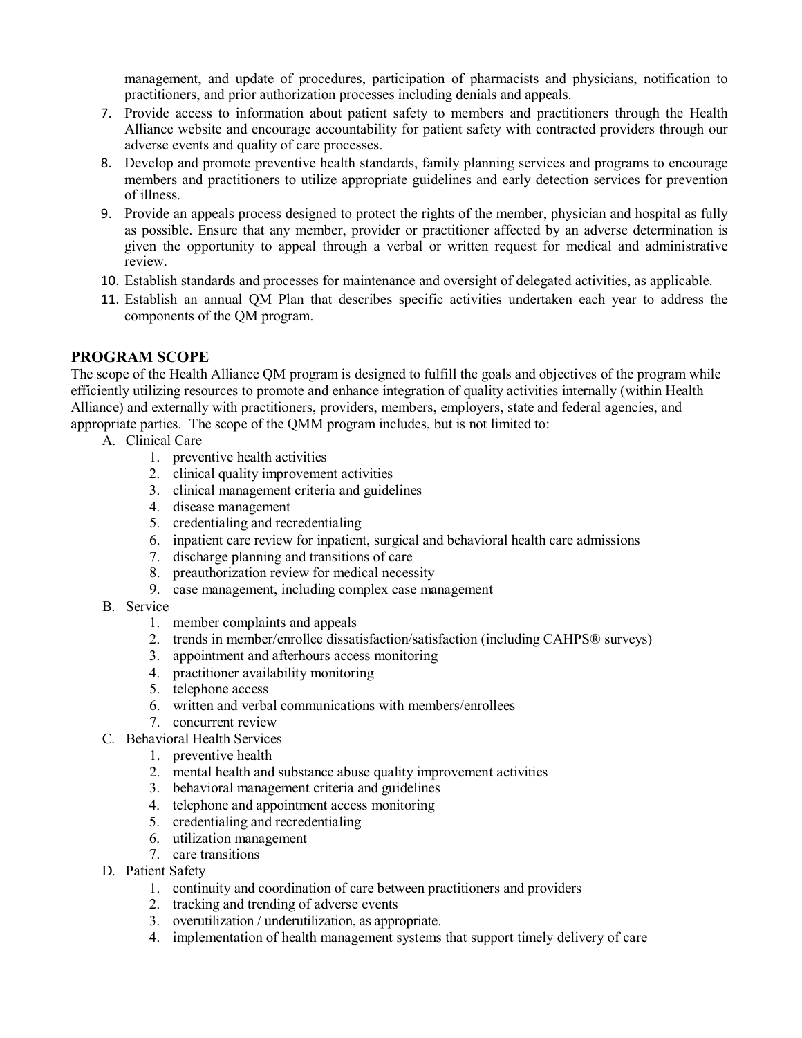management, and update of procedures, participation of pharmacists and physicians, notification to practitioners, and prior authorization processes including denials and appeals.

7. Provide access to information about patient safety to members and practitioners through the Health Alliance website and encourage accountability for patient safety with contracted providers through our adverse events and quality of care processes.
8. Develop and promote preventive health standards, family planning services and programs to encourage members and practitioners to utilize appropriate guidelines and early detection services for prevention of illness.
9. Provide an appeals process designed to protect the rights of the member, physician and hospital as fully as possible. Ensure that any member, provider or practitioner affected by an adverse determination is given the opportunity to appeal through a verbal or written request for medical and administrative review.
10. Establish standards and processes for maintenance and oversight of delegated activities, as applicable.
11. Establish an annual QM Plan that describes specific activities undertaken each year to address the components of the QM program.

## PROGRAM SCOPE

The scope of the Health Alliance QM program is designed to fulfill the goals and objectives of the program while efficiently utilizing resources to promote and enhance integration of quality activities internally (within Health Alliance) and externally with practitioners, providers, members, employers, state and federal agencies, and appropriate parties. The scope of the QMM program includes, but is not limited to:

A. Clinical Care
   1. preventive health activities
   2. clinical quality improvement activities
   3. clinical management criteria and guidelines
   4. disease management
   5. credentialing and recredentialing
   6. inpatient care review for inpatient, surgical and behavioral health care admissions
   7. discharge planning and transitions of care
   8. preauthorization review for medical necessity
   9. case management, including complex case management

B. Service
   1. member complaints and appeals
   2. trends in member/enrollee dissatisfaction/satisfaction (including CAHPS® surveys)
   3. appointment and afterhours access monitoring
   4. practitioner availability monitoring
   5. telephone access
   6. written and verbal communications with members/enrollees
   7. concurrent review

C. Behavioral Health Services
   1. preventive health
   2. mental health and substance abuse quality improvement activities
   3. behavioral management criteria and guidelines
   4. telephone and appointment access monitoring
   5. credentialing and recredentialing
   6. utilization management
   7. care transitions

D. Patient Safety
   1. continuity and coordination of care between practitioners and providers
   2. tracking and trending of adverse events
   3. overutilization / underutilization, as appropriate.
   4. implementation of health management systems that support timely delivery of care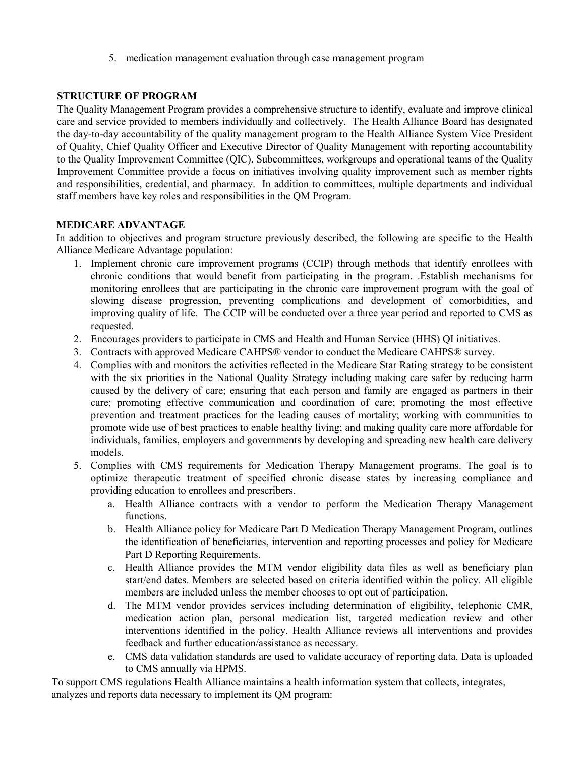5. medication management evaluation through case management program

**STRUCTURE OF PROGRAM**

The Quality Management Program provides a comprehensive structure to identify, evaluate and improve clinical care and service provided to members individually and collectively. The Health Alliance Board has designated the day-to-day accountability of the quality management program to the Health Alliance System Vice President of Quality, Chief Quality Officer and Executive Director of Quality Management with reporting accountability to the Quality Improvement Committee (QIC). Subcommittees, workgroups and operational teams of the Quality Improvement Committee provide a focus on initiatives involving quality improvement such as member rights and responsibilities, credential, and pharmacy. In addition to committees, multiple departments and individual staff members have key roles and responsibilities in the QM Program.

**MEDICARE ADVANTAGE**

In addition to objectives and program structure previously described, the following are specific to the Health Alliance Medicare Advantage population:

1. Implement chronic care improvement programs (CCIP) through methods that identify enrollees with chronic conditions that would benefit from participating in the program. .Establish mechanisms for monitoring enrollees that are participating in the chronic care improvement program with the goal of slowing disease progression, preventing complications and development of comorbidities, and improving quality of life. The CCIP will be conducted over a three year period and reported to CMS as requested.
2. Encourages providers to participate in CMS and Health and Human Service (HHS) QI initiatives.
3. Contracts with approved Medicare CAHPS® vendor to conduct the Medicare CAHPS® survey.
4. Complies with and monitors the activities reflected in the Medicare Star Rating strategy to be consistent with the six priorities in the National Quality Strategy including making care safer by reducing harm caused by the delivery of care; ensuring that each person and family are engaged as partners in their care; promoting effective communication and coordination of care; promoting the most effective prevention and treatment practices for the leading causes of mortality; working with communities to promote wide use of best practices to enable healthy living; and making quality care more affordable for individuals, families, employers and governments by developing and spreading new health care delivery models.
5. Complies with CMS requirements for Medication Therapy Management programs. The goal is to optimize therapeutic treatment of specified chronic disease states by increasing compliance and providing education to enrollees and prescribers.
   a. Health Alliance contracts with a vendor to perform the Medication Therapy Management functions.
   b. Health Alliance policy for Medicare Part D Medication Therapy Management Program, outlines the identification of beneficiaries, intervention and reporting processes and policy for Medicare Part D Reporting Requirements.
   c. Health Alliance provides the MTM vendor eligibility data files as well as beneficiary plan start/end dates. Members are selected based on criteria identified within the policy. All eligible members are included unless the member chooses to opt out of participation.
   d. The MTM vendor provides services including determination of eligibility, telephonic CMR, medication action plan, personal medication list, targeted medication review and other interventions identified in the policy. Health Alliance reviews all interventions and provides feedback and further education/assistance as necessary.
   e. CMS data validation standards are used to validate accuracy of reporting data. Data is uploaded to CMS annually via HPMS.

To support CMS regulations Health Alliance maintains a health information system that collects, integrates, analyzes and reports data necessary to implement its QM program: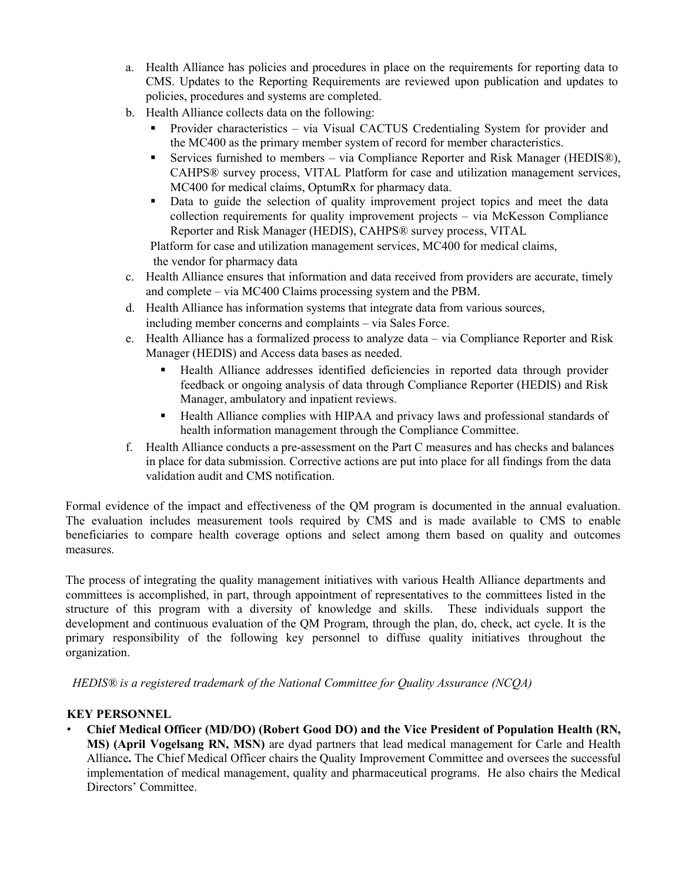a. Health Alliance has policies and procedures in place on the requirements for reporting data to CMS. Updates to the Reporting Requirements are reviewed upon publication and updates to policies, procedures and systems are completed.
b. Health Alliance collects data on the following:
   - Provider characteristics – via Visual CACTUS Credentialing System for provider and the MC400 as the primary member system of record for member characteristics.
   - Services furnished to members – via Compliance Reporter and Risk Manager (HEDIS®), CAHPS® survey process, VITAL Platform for case and utilization management services, MC400 for medical claims, OptumRx for pharmacy data.
   - Data to guide the selection of quality improvement project topics and meet the data collection requirements for quality improvement projects – via McKesson Compliance Reporter and Risk Manager (HEDIS), CAHPS® survey process, VITAL Platform for case and utilization management services, MC400 for medical claims, the vendor for pharmacy data
c. Health Alliance ensures that information and data received from providers are accurate, timely and complete – via MC400 Claims processing system and the PBM.
d. Health Alliance has information systems that integrate data from various sources, including member concerns and complaints – via Sales Force.
e. Health Alliance has a formalized process to analyze data – via Compliance Reporter and Risk Manager (HEDIS) and Access data bases as needed.
   - Health Alliance addresses identified deficiencies in reported data through provider feedback or ongoing analysis of data through Compliance Reporter (HEDIS) and Risk Manager, ambulatory and inpatient reviews.
   - Health Alliance complies with HIPAA and privacy laws and professional standards of health information management through the Compliance Committee.
f. Health Alliance conducts a pre-assessment on the Part C measures and has checks and balances in place for data submission. Corrective actions are put into place for all findings from the data validation audit and CMS notification.

Formal evidence of the impact and effectiveness of the QM program is documented in the annual evaluation. The evaluation includes measurement tools required by CMS and is made available to CMS to enable beneficiaries to compare health coverage options and select among them based on quality and outcomes measures.

The process of integrating the quality management initiatives with various Health Alliance departments and committees is accomplished, in part, through appointment of representatives to the committees listed in the structure of this program with a diversity of knowledge and skills. These individuals support the development and continuous evaluation of the QM Program, through the plan, do, check, act cycle. It is the primary responsibility of the following key personnel to diffuse quality initiatives throughout the organization.

*HEDIS® is a registered trademark of the National Committee for Quality Assurance (NCQA)*

**KEY PERSONNEL**

- **Chief Medical Officer (MD/DO) (Robert Good DO) and the Vice President of Population Health (RN, MS) (April Vogelsang RN, MSN)** are dyad partners that lead medical management for Carle and Health Alliance**.** The Chief Medical Officer chairs the Quality Improvement Committee and oversees the successful implementation of medical management, quality and pharmaceutical programs. He also chairs the Medical Directors' Committee.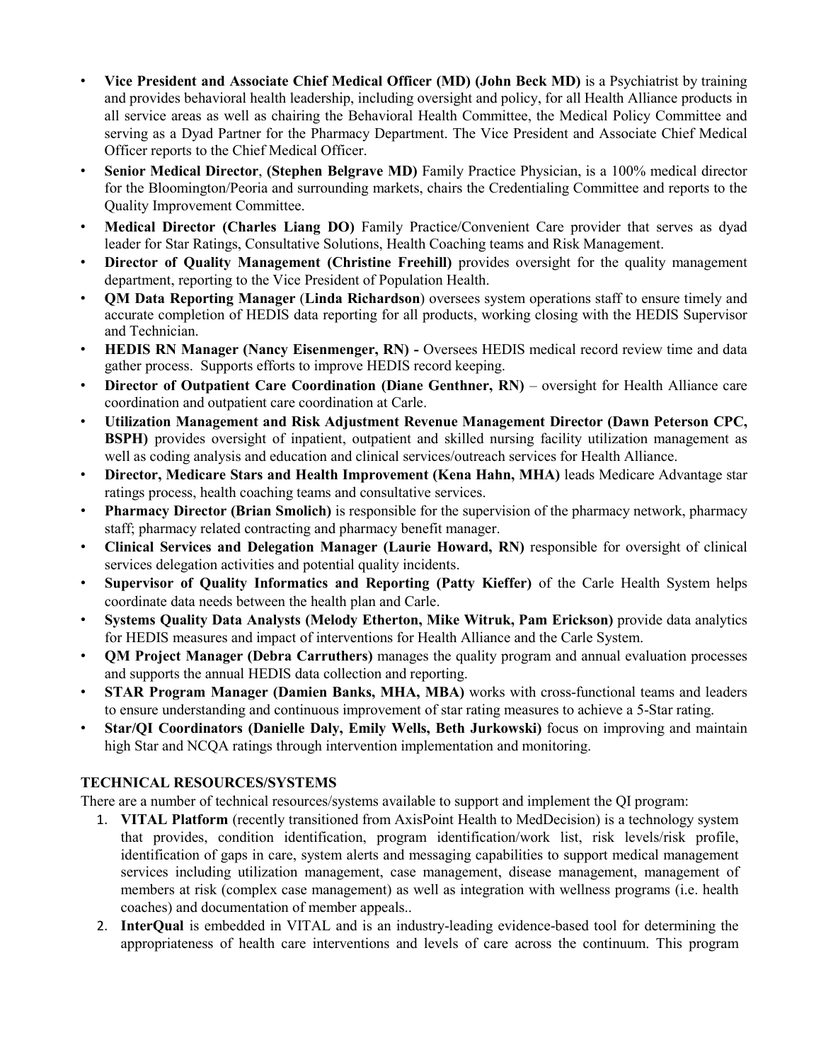- **Vice President and Associate Chief Medical Officer (MD) (John Beck MD)** is a Psychiatrist by training and provides behavioral health leadership, including oversight and policy, for all Health Alliance products in all service areas as well as chairing the Behavioral Health Committee, the Medical Policy Committee and serving as a Dyad Partner for the Pharmacy Department. The Vice President and Associate Chief Medical Officer reports to the Chief Medical Officer.
- **Senior Medical Director**, **(Stephen Belgrave MD)** Family Practice Physician, is a 100% medical director for the Bloomington/Peoria and surrounding markets, chairs the Credentialing Committee and reports to the Quality Improvement Committee.
- **Medical Director (Charles Liang DO)** Family Practice/Convenient Care provider that serves as dyad leader for Star Ratings, Consultative Solutions, Health Coaching teams and Risk Management.
- **Director of Quality Management (Christine Freehill)** provides oversight for the quality management department, reporting to the Vice President of Population Health.
- **QM Data Reporting Manager** (**Linda Richardson**) oversees system operations staff to ensure timely and accurate completion of HEDIS data reporting for all products, working closing with the HEDIS Supervisor and Technician.
- **HEDIS RN Manager (Nancy Eisenmenger, RN) -** Oversees HEDIS medical record review time and data gather process. Supports efforts to improve HEDIS record keeping.
- **Director of Outpatient Care Coordination (Diane Genthner, RN)** – oversight for Health Alliance care coordination and outpatient care coordination at Carle.
- **Utilization Management and Risk Adjustment Revenue Management Director (Dawn Peterson CPC, BSPH)** provides oversight of inpatient, outpatient and skilled nursing facility utilization management as well as coding analysis and education and clinical services/outreach services for Health Alliance.
- **Director, Medicare Stars and Health Improvement (Kena Hahn, MHA)** leads Medicare Advantage star ratings process, health coaching teams and consultative services.
- **Pharmacy Director (Brian Smolich)** is responsible for the supervision of the pharmacy network, pharmacy staff; pharmacy related contracting and pharmacy benefit manager.
- **Clinical Services and Delegation Manager (Laurie Howard, RN)** responsible for oversight of clinical services delegation activities and potential quality incidents.
- **Supervisor of Quality Informatics and Reporting (Patty Kieffer)** of the Carle Health System helps coordinate data needs between the health plan and Carle.
- **Systems Quality Data Analysts (Melody Etherton, Mike Witruk, Pam Erickson)** provide data analytics for HEDIS measures and impact of interventions for Health Alliance and the Carle System.
- **QM Project Manager (Debra Carruthers)** manages the quality program and annual evaluation processes and supports the annual HEDIS data collection and reporting.
- **STAR Program Manager (Damien Banks, MHA, MBA)** works with cross-functional teams and leaders to ensure understanding and continuous improvement of star rating measures to achieve a 5-Star rating.
- **Star/QI Coordinators (Danielle Daly, Emily Wells, Beth Jurkowski)** focus on improving and maintain high Star and NCQA ratings through intervention implementation and monitoring.

**TECHNICAL RESOURCES/SYSTEMS**

There are a number of technical resources/systems available to support and implement the QI program:

1. **VITAL Platform** (recently transitioned from AxisPoint Health to MedDecision) is a technology system that provides, condition identification, program identification/work list, risk levels/risk profile, identification of gaps in care, system alerts and messaging capabilities to support medical management services including utilization management, case management, disease management, management of members at risk (complex case management) as well as integration with wellness programs (i.e. health coaches) and documentation of member appeals..
2. **InterQual** is embedded in VITAL and is an industry-leading evidence-based tool for determining the appropriateness of health care interventions and levels of care across the continuum. This program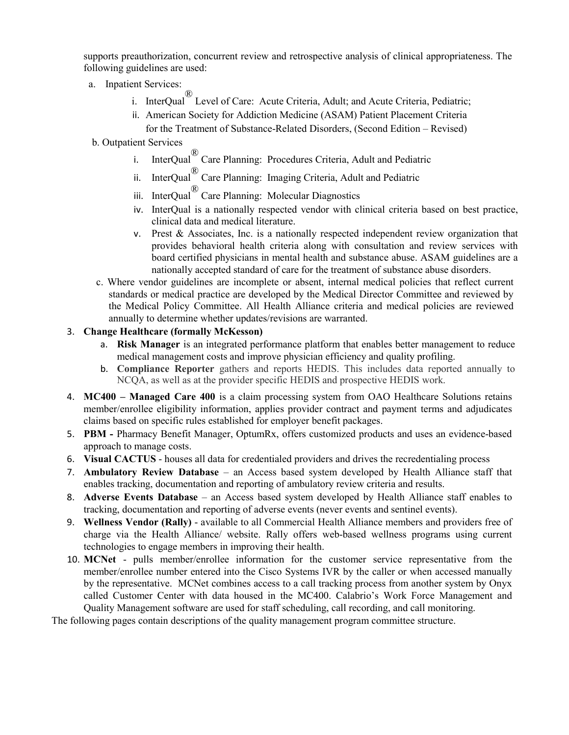supports preauthorization, concurrent review and retrospective analysis of clinical appropriateness. The following guidelines are used:

a. Inpatient Services:
   i. InterQual® Level of Care: Acute Criteria, Adult; and Acute Criteria, Pediatric;
   ii. American Society for Addiction Medicine (ASAM) Patient Placement Criteria for the Treatment of Substance-Related Disorders, (Second Edition – Revised)

b. Outpatient Services
   i. InterQual® Care Planning: Procedures Criteria, Adult and Pediatric
   ii. InterQual® Care Planning: Imaging Criteria, Adult and Pediatric
   iii. InterQual® Care Planning: Molecular Diagnostics
   iv. InterQual is a nationally respected vendor with clinical criteria based on best practice, clinical data and medical literature.
   v. Prest & Associates, Inc. is a nationally respected independent review organization that provides behavioral health criteria along with consultation and review services with board certified physicians in mental health and substance abuse. ASAM guidelines are a nationally accepted standard of care for the treatment of substance abuse disorders.

c. Where vendor guidelines are incomplete or absent, internal medical policies that reflect current standards or medical practice are developed by the Medical Director Committee and reviewed by the Medical Policy Committee. All Health Alliance criteria and medical policies are reviewed annually to determine whether updates/revisions are warranted.

3. **Change Healthcare (formally McKesson)**
   a. **Risk Manager** is an integrated performance platform that enables better management to reduce medical management costs and improve physician efficiency and quality profiling.
   b. **Compliance Reporter** gathers and reports HEDIS. This includes data reported annually to NCQA, as well as at the provider specific HEDIS and prospective HEDIS work.
4. **MC400 – Managed Care 400** is a claim processing system from OAO Healthcare Solutions retains member/enrollee eligibility information, applies provider contract and payment terms and adjudicates claims based on specific rules established for employer benefit packages.
5. **PBM -** Pharmacy Benefit Manager, OptumRx, offers customized products and uses an evidence-based approach to manage costs.
6. **Visual CACTUS** - houses all data for credentialed providers and drives the recredentialing process
7. **Ambulatory Review Database** – an Access based system developed by Health Alliance staff that enables tracking, documentation and reporting of ambulatory review criteria and results.
8. **Adverse Events Database** – an Access based system developed by Health Alliance staff enables to tracking, documentation and reporting of adverse events (never events and sentinel events).
9. **Wellness Vendor (Rally)** - available to all Commercial Health Alliance members and providers free of charge via the Health Alliance/ website. Rally offers web-based wellness programs using current technologies to engage members in improving their health.
10. **MCNet** - pulls member/enrollee information for the customer service representative from the member/enrollee number entered into the Cisco Systems IVR by the caller or when accessed manually by the representative. MCNet combines access to a call tracking process from another system by Onyx called Customer Center with data housed in the MC400. Calabrio's Work Force Management and Quality Management software are used for staff scheduling, call recording, and call monitoring.

The following pages contain descriptions of the quality management program committee structure.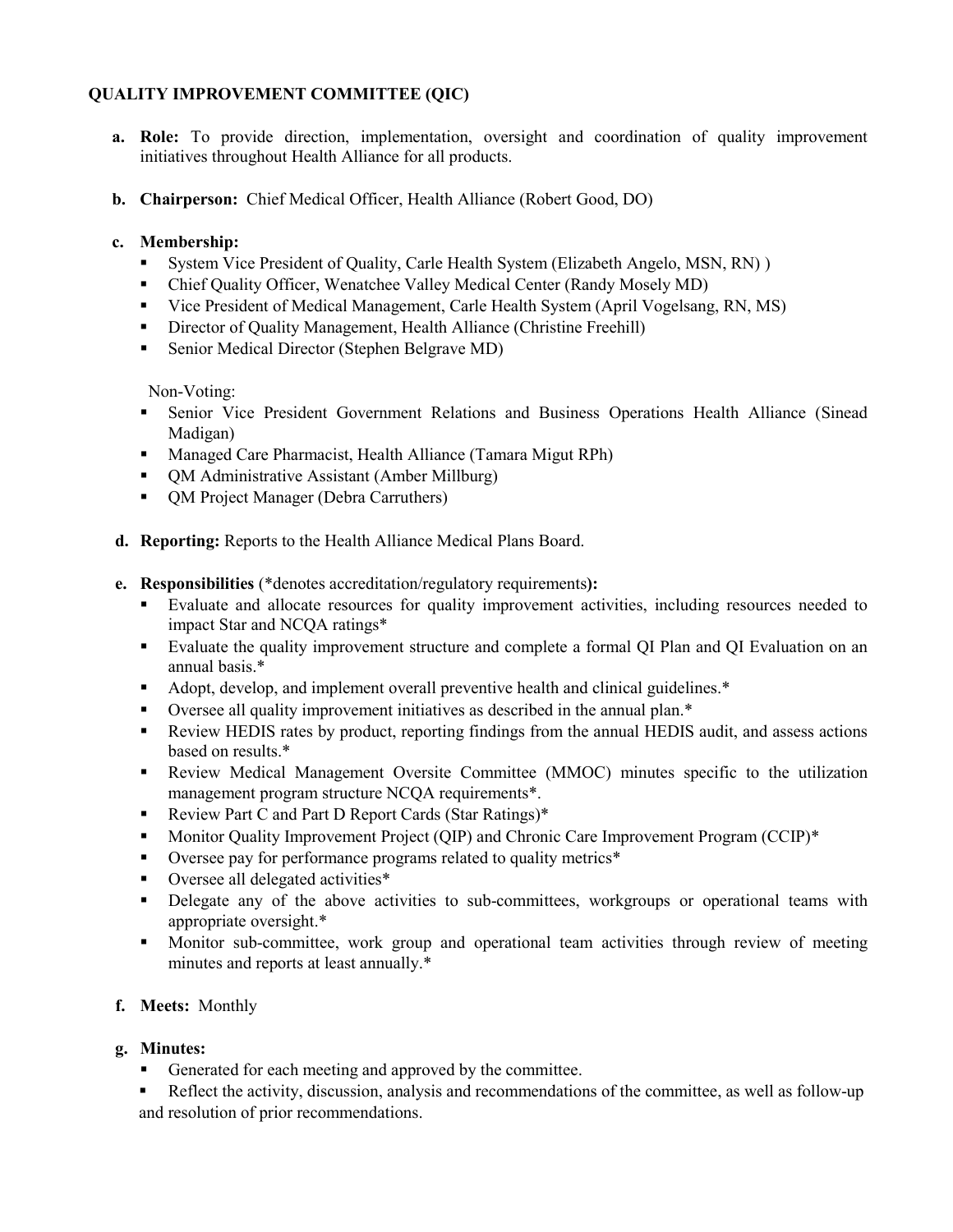**QUALITY IMPROVEMENT COMMITTEE (QIC)**

a. **Role:** To provide direction, implementation, oversight and coordination of quality improvement initiatives throughout Health Alliance for all products.

b. **Chairperson:** Chief Medical Officer, Health Alliance (Robert Good, DO)

c. **Membership:**
   - System Vice President of Quality, Carle Health System (Elizabeth Angelo, MSN, RN) )
   - Chief Quality Officer, Wenatchee Valley Medical Center (Randy Mosely MD)
   - Vice President of Medical Management, Carle Health System (April Vogelsang, RN, MS)
   - Director of Quality Management, Health Alliance (Christine Freehill)
   - Senior Medical Director (Stephen Belgrave MD)

   Non-Voting:
   - Senior Vice President Government Relations and Business Operations Health Alliance (Sinead Madigan)
   - Managed Care Pharmacist, Health Alliance (Tamara Migut RPh)
   - QM Administrative Assistant (Amber Millburg)
   - QM Project Manager (Debra Carruthers)

d. **Reporting:** Reports to the Health Alliance Medical Plans Board.

e. **Responsibilities** (*denotes accreditation/regulatory requirements**):**
   - Evaluate and allocate resources for quality improvement activities, including resources needed to impact Star and NCQA ratings*
   - Evaluate the quality improvement structure and complete a formal QI Plan and QI Evaluation on an annual basis.*
   - Adopt, develop, and implement overall preventive health and clinical guidelines.*
   - Oversee all quality improvement initiatives as described in the annual plan.*
   - Review HEDIS rates by product, reporting findings from the annual HEDIS audit, and assess actions based on results.*
   - Review Medical Management Oversite Committee (MMOC) minutes specific to the utilization management program structure NCQA requirements*.
   - Review Part C and Part D Report Cards (Star Ratings)*
   - Monitor Quality Improvement Project (QIP) and Chronic Care Improvement Program (CCIP)*
   - Oversee pay for performance programs related to quality metrics*
   - Oversee all delegated activities*
   - Delegate any of the above activities to sub-committees, workgroups or operational teams with appropriate oversight.*
   - Monitor sub-committee, work group and operational team activities through review of meeting minutes and reports at least annually.*

f. **Meets:** Monthly

g. **Minutes:**
   - Generated for each meeting and approved by the committee.
   - Reflect the activity, discussion, analysis and recommendations of the committee, as well as follow-up and resolution of prior recommendations.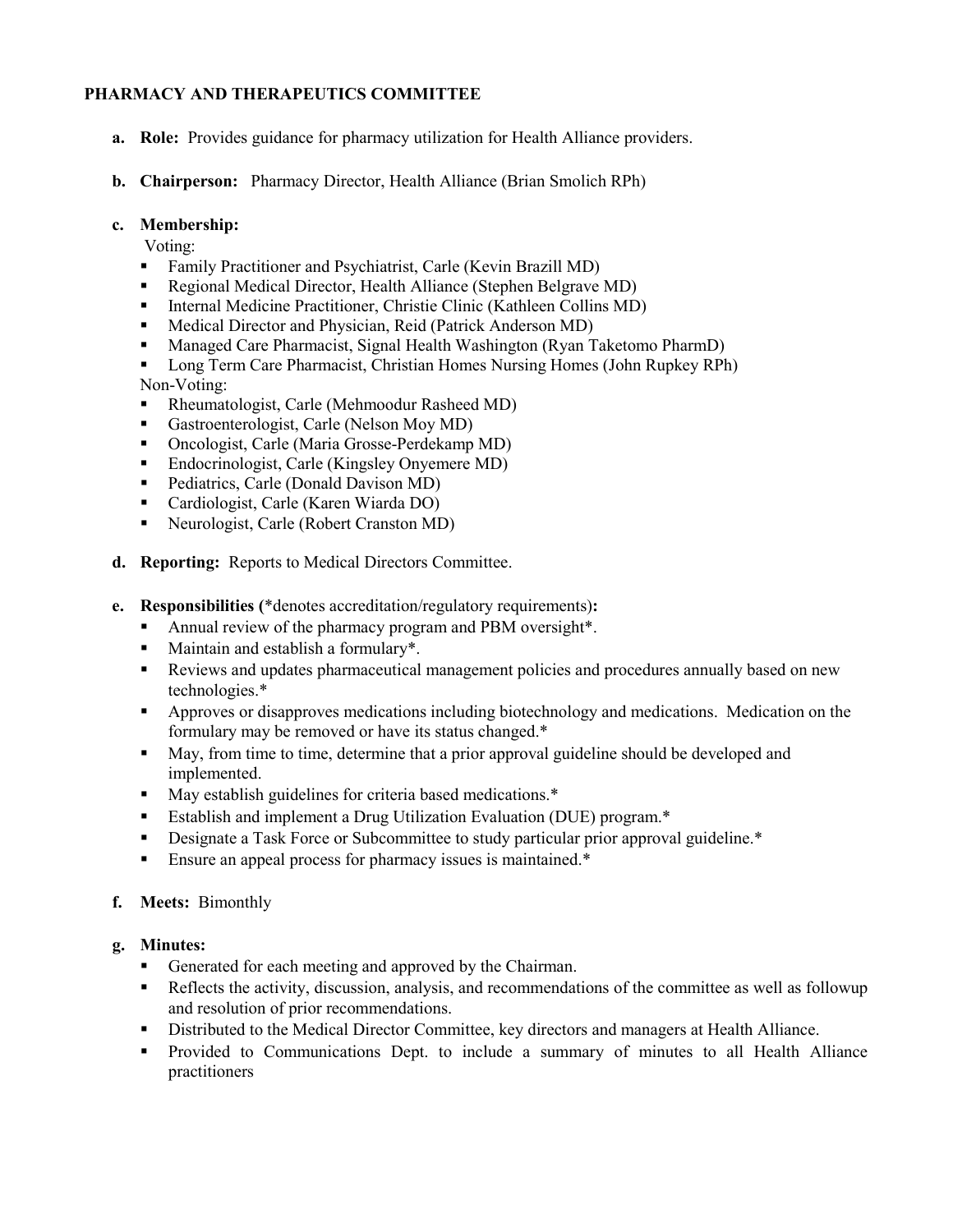## PHARMACY AND THERAPEUTICS COMMITTEE

**a. Role:** Provides guidance for pharmacy utilization for Health Alliance providers.

**b. Chairperson:** Pharmacy Director, Health Alliance (Brian Smolich RPh)

**c. Membership:**

Voting:

- Family Practitioner and Psychiatrist, Carle (Kevin Brazill MD)
- Regional Medical Director, Health Alliance (Stephen Belgrave MD)
- Internal Medicine Practitioner, Christie Clinic (Kathleen Collins MD)
- Medical Director and Physician, Reid (Patrick Anderson MD)
- Managed Care Pharmacist, Signal Health Washington (Ryan Taketomo PharmD)
- Long Term Care Pharmacist, Christian Homes Nursing Homes (John Rupkey RPh)

Non-Voting:

- Rheumatologist, Carle (Mehmoodur Rasheed MD)
- Gastroenterologist, Carle (Nelson Moy MD)
- Oncologist, Carle (Maria Grosse-Perdekamp MD)
- Endocrinologist, Carle (Kingsley Onyemere MD)
- Pediatrics, Carle (Donald Davison MD)
- Cardiologist, Carle (Karen Wiarda DO)
- Neurologist, Carle (Robert Cranston MD)

**d. Reporting:** Reports to Medical Directors Committee.

**e. Responsibilities (**\*denotes accreditation/regulatory requirements**):**

- Annual review of the pharmacy program and PBM oversight*.
- Maintain and establish a formulary*.
- Reviews and updates pharmaceutical management policies and procedures annually based on new technologies.*
- Approves or disapproves medications including biotechnology and medications. Medication on the formulary may be removed or have its status changed.*
- May, from time to time, determine that a prior approval guideline should be developed and implemented.
- May establish guidelines for criteria based medications.*
- Establish and implement a Drug Utilization Evaluation (DUE) program.*
- Designate a Task Force or Subcommittee to study particular prior approval guideline.*
- Ensure an appeal process for pharmacy issues is maintained.*

**f. Meets:** Bimonthly

**g. Minutes:**

- Generated for each meeting and approved by the Chairman.
- Reflects the activity, discussion, analysis, and recommendations of the committee as well as followup and resolution of prior recommendations.
- Distributed to the Medical Director Committee, key directors and managers at Health Alliance.
- Provided to Communications Dept. to include a summary of minutes to all Health Alliance practitioners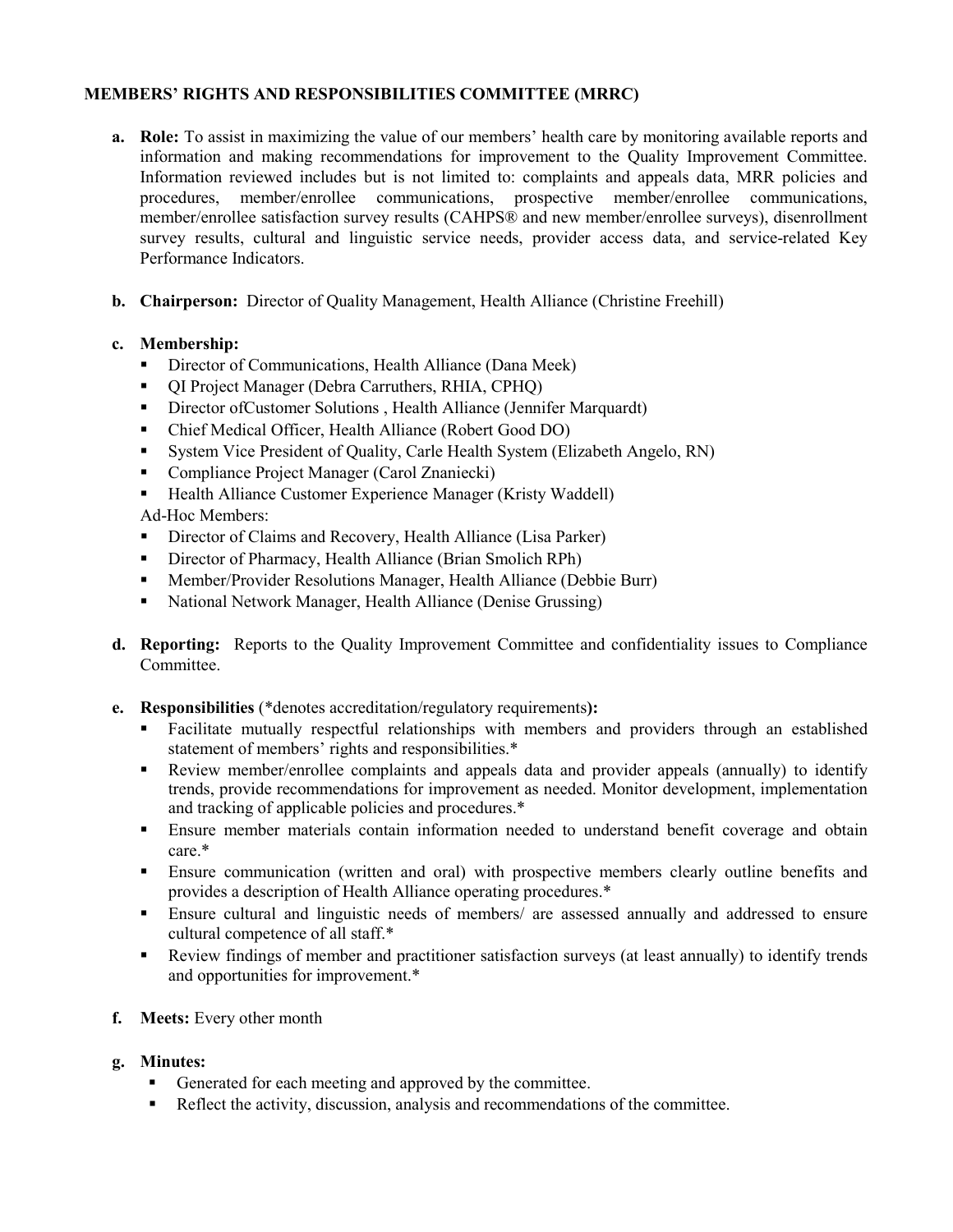## MEMBERS' RIGHTS AND RESPONSIBILITIES COMMITTEE (MRRC)

a. **Role:** To assist in maximizing the value of our members' health care by monitoring available reports and information and making recommendations for improvement to the Quality Improvement Committee. Information reviewed includes but is not limited to: complaints and appeals data, MRR policies and procedures, member/enrollee communications, prospective member/enrollee communications, member/enrollee satisfaction survey results (CAHPS® and new member/enrollee surveys), disenrollment survey results, cultural and linguistic service needs, provider access data, and service-related Key Performance Indicators.

b. **Chairperson:** Director of Quality Management, Health Alliance (Christine Freehill)

c. **Membership:**
   - Director of Communications, Health Alliance (Dana Meek)
   - QI Project Manager (Debra Carruthers, RHIA, CPHQ)
   - Director ofCustomer Solutions , Health Alliance (Jennifer Marquardt)
   - Chief Medical Officer, Health Alliance (Robert Good DO)
   - System Vice President of Quality, Carle Health System (Elizabeth Angelo, RN)
   - Compliance Project Manager (Carol Znaniecki)
   - Health Alliance Customer Experience Manager (Kristy Waddell)

   Ad-Hoc Members:
   - Director of Claims and Recovery, Health Alliance (Lisa Parker)
   - Director of Pharmacy, Health Alliance (Brian Smolich RPh)
   - Member/Provider Resolutions Manager, Health Alliance (Debbie Burr)
   - National Network Manager, Health Alliance (Denise Grussing)

d. **Reporting:** Reports to the Quality Improvement Committee and confidentiality issues to Compliance Committee.

e. **Responsibilities** (*denotes accreditation/regulatory requirements**):**
   - Facilitate mutually respectful relationships with members and providers through an established statement of members' rights and responsibilities.*
   - Review member/enrollee complaints and appeals data and provider appeals (annually) to identify trends, provide recommendations for improvement as needed. Monitor development, implementation and tracking of applicable policies and procedures.*
   - Ensure member materials contain information needed to understand benefit coverage and obtain care.*
   - Ensure communication (written and oral) with prospective members clearly outline benefits and provides a description of Health Alliance operating procedures.*
   - Ensure cultural and linguistic needs of members/ are assessed annually and addressed to ensure cultural competence of all staff.*
   - Review findings of member and practitioner satisfaction surveys (at least annually) to identify trends and opportunities for improvement.*

f. **Meets:** Every other month

g. **Minutes:**
   - Generated for each meeting and approved by the committee.
   - Reflect the activity, discussion, analysis and recommendations of the committee.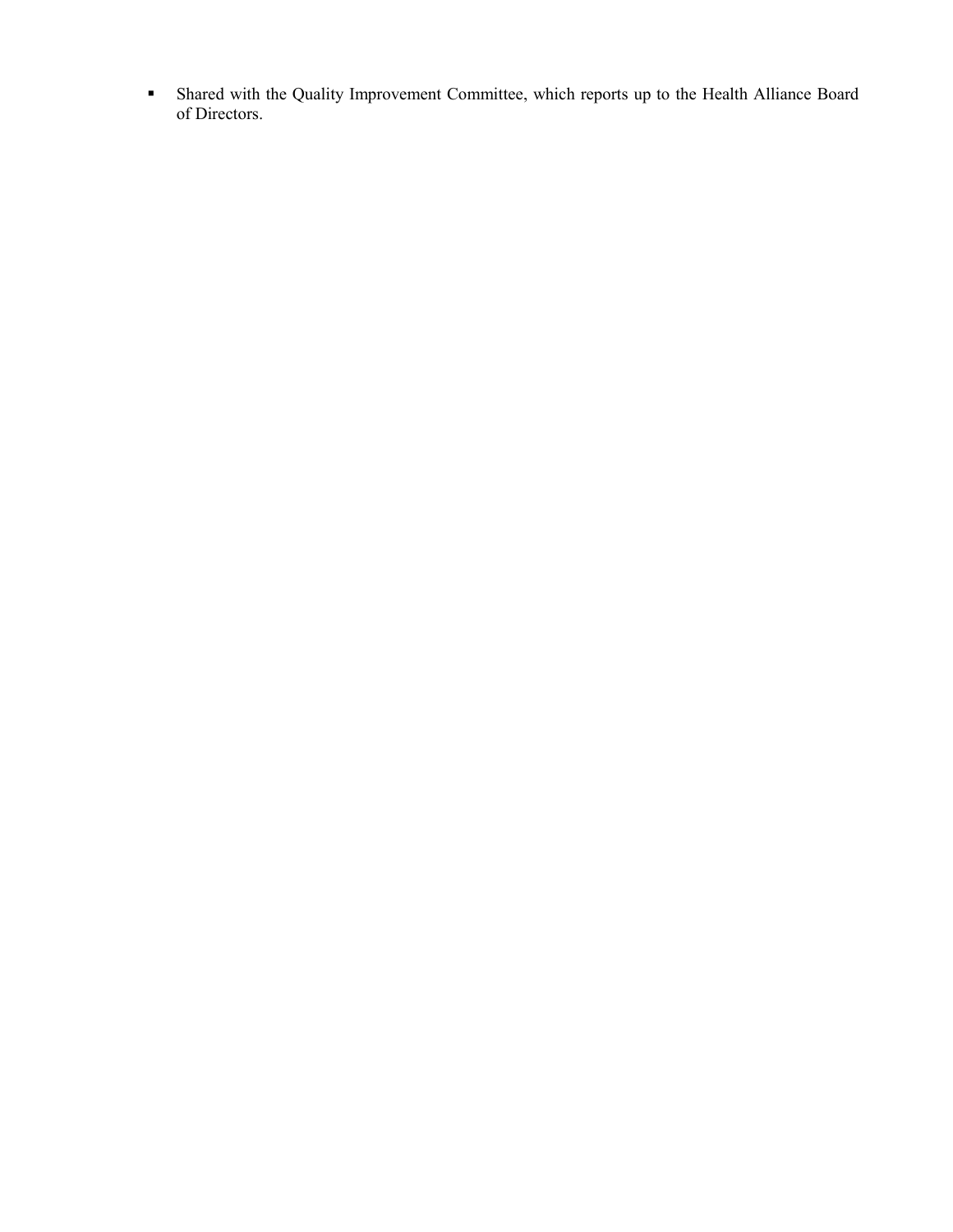- Shared with the Quality Improvement Committee, which reports up to the Health Alliance Board of Directors.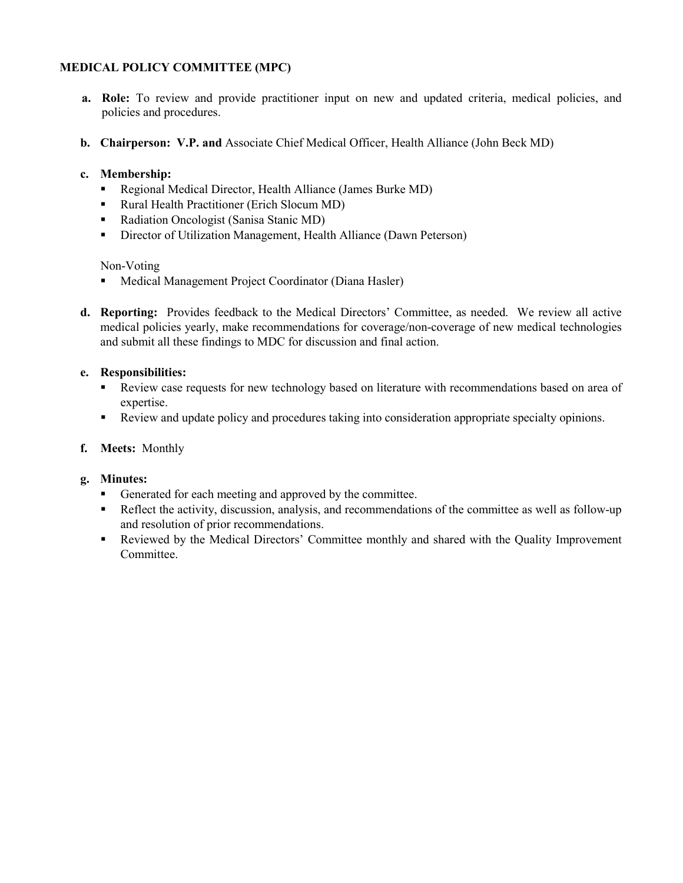**MEDICAL POLICY COMMITTEE (MPC)**

a. **Role:** To review and provide practitioner input on new and updated criteria, medical policies, and policies and procedures.

b. **Chairperson: V.P. and** Associate Chief Medical Officer, Health Alliance (John Beck MD)

c. **Membership:**
   - Regional Medical Director, Health Alliance (James Burke MD)
   - Rural Health Practitioner (Erich Slocum MD)
   - Radiation Oncologist (Sanisa Stanic MD)
   - Director of Utilization Management, Health Alliance (Dawn Peterson)

   Non-Voting
   - Medical Management Project Coordinator (Diana Hasler)

d. **Reporting:** Provides feedback to the Medical Directors' Committee, as needed. We review all active medical policies yearly, make recommendations for coverage/non-coverage of new medical technologies and submit all these findings to MDC for discussion and final action.

e. **Responsibilities:**
   - Review case requests for new technology based on literature with recommendations based on area of expertise.
   - Review and update policy and procedures taking into consideration appropriate specialty opinions.

f. **Meets:** Monthly

g. **Minutes:**
   - Generated for each meeting and approved by the committee.
   - Reflect the activity, discussion, analysis, and recommendations of the committee as well as follow-up and resolution of prior recommendations.
   - Reviewed by the Medical Directors' Committee monthly and shared with the Quality Improvement Committee.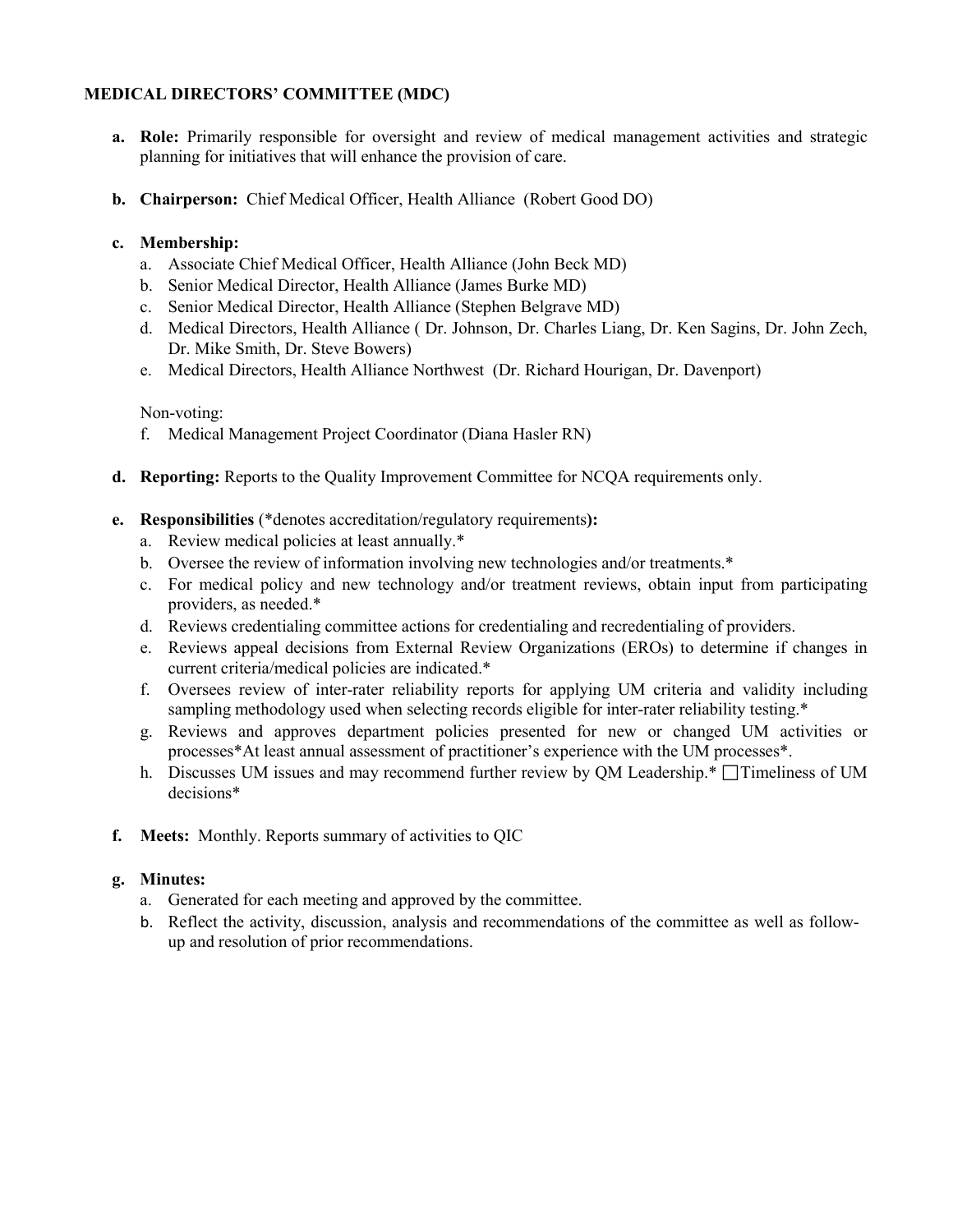**MEDICAL DIRECTORS' COMMITTEE (MDC)**

**a. Role:** Primarily responsible for oversight and review of medical management activities and strategic planning for initiatives that will enhance the provision of care.

**b. Chairperson:** Chief Medical Officer, Health Alliance (Robert Good DO)

**c. Membership:**

a. Associate Chief Medical Officer, Health Alliance (John Beck MD)
b. Senior Medical Director, Health Alliance (James Burke MD)
c. Senior Medical Director, Health Alliance (Stephen Belgrave MD)
d. Medical Directors, Health Alliance ( Dr. Johnson, Dr. Charles Liang, Dr. Ken Sagins, Dr. John Zech, Dr. Mike Smith, Dr. Steve Bowers)
e. Medical Directors, Health Alliance Northwest (Dr. Richard Hourigan, Dr. Davenport)

Non-voting:

f. Medical Management Project Coordinator (Diana Hasler RN)

**d. Reporting:** Reports to the Quality Improvement Committee for NCQA requirements only.

**e. Responsibilities** (*denotes accreditation/regulatory requirements**):**

a. Review medical policies at least annually.*
b. Oversee the review of information involving new technologies and/or treatments.*
c. For medical policy and new technology and/or treatment reviews, obtain input from participating providers, as needed.*
d. Reviews credentialing committee actions for credentialing and recredentialing of providers.
e. Reviews appeal decisions from External Review Organizations (EROs) to determine if changes in current criteria/medical policies are indicated.*
f. Oversees review of inter-rater reliability reports for applying UM criteria and validity including sampling methodology used when selecting records eligible for inter-rater reliability testing.*
g. Reviews and approves department policies presented for new or changed UM activities or processes*At least annual assessment of practitioner's experience with the UM processes*.
h. Discusses UM issues and may recommend further review by QM Leadership.* ☐Timeliness of UM decisions*

**f. Meets:** Monthly. Reports summary of activities to QIC

**g. Minutes:**

a. Generated for each meeting and approved by the committee.
b. Reflect the activity, discussion, analysis and recommendations of the committee as well as follow-up and resolution of prior recommendations.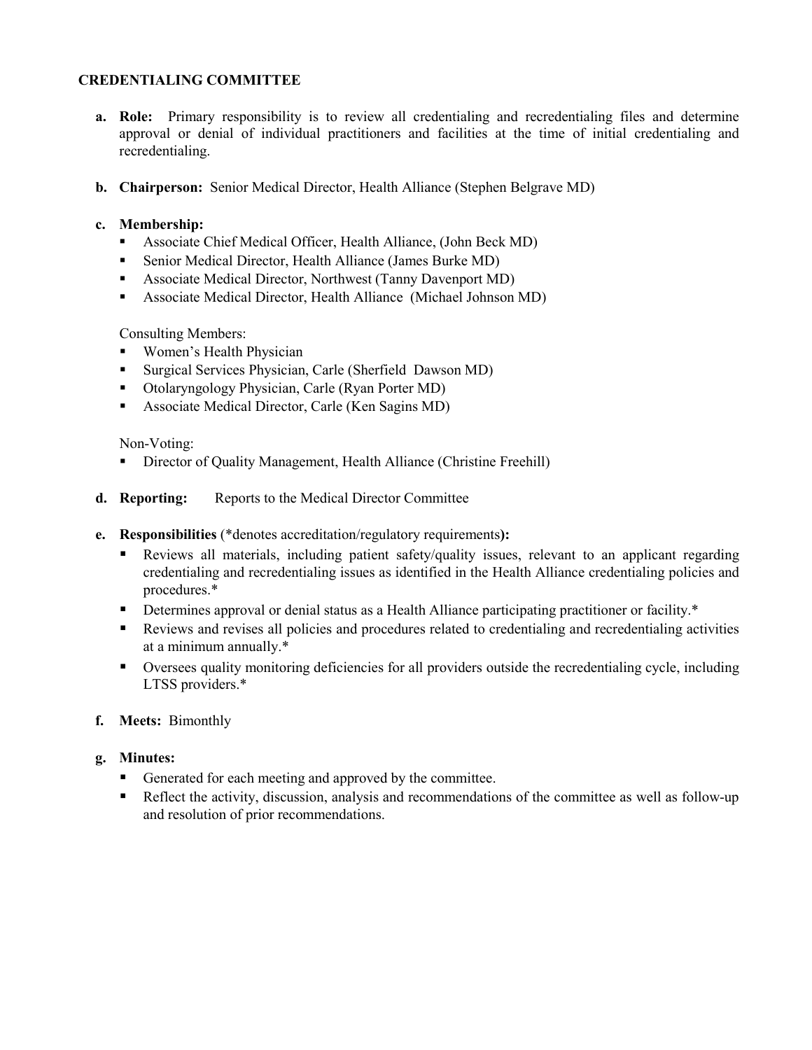## CREDENTIALING COMMITTEE

**a. Role:** Primary responsibility is to review all credentialing and recredentialing files and determine approval or denial of individual practitioners and facilities at the time of initial credentialing and recredentialing.

**b. Chairperson:** Senior Medical Director, Health Alliance (Stephen Belgrave MD)

**c. Membership:**

- Associate Chief Medical Officer, Health Alliance, (John Beck MD)
- Senior Medical Director, Health Alliance (James Burke MD)
- Associate Medical Director, Northwest (Tanny Davenport MD)
- Associate Medical Director, Health Alliance (Michael Johnson MD)

Consulting Members:

- Women's Health Physician
- Surgical Services Physician, Carle (Sherfield Dawson MD)
- Otolaryngology Physician, Carle (Ryan Porter MD)
- Associate Medical Director, Carle (Ken Sagins MD)

Non-Voting:

- Director of Quality Management, Health Alliance (Christine Freehill)

**d. Reporting:** Reports to the Medical Director Committee

**e. Responsibilities** (*denotes accreditation/regulatory requirements**):**

- Reviews all materials, including patient safety/quality issues, relevant to an applicant regarding credentialing and recredentialing issues as identified in the Health Alliance credentialing policies and procedures.*
- Determines approval or denial status as a Health Alliance participating practitioner or facility.*
- Reviews and revises all policies and procedures related to credentialing and recredentialing activities at a minimum annually.*
- Oversees quality monitoring deficiencies for all providers outside the recredentialing cycle, including LTSS providers.*

**f. Meets:** Bimonthly

**g. Minutes:**

- Generated for each meeting and approved by the committee.
- Reflect the activity, discussion, analysis and recommendations of the committee as well as follow-up and resolution of prior recommendations.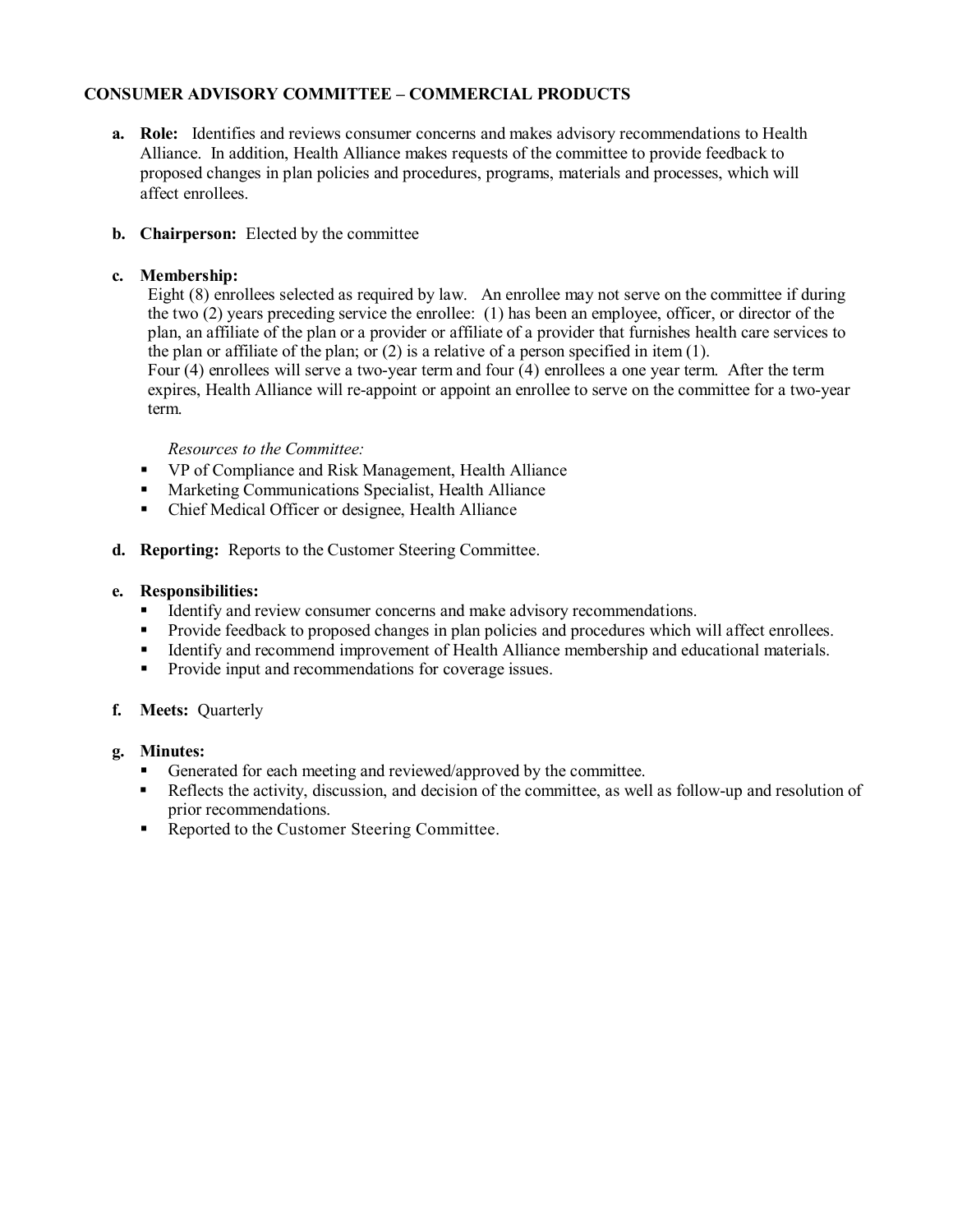## CONSUMER ADVISORY COMMITTEE – COMMERCIAL PRODUCTS

**a. Role:** Identifies and reviews consumer concerns and makes advisory recommendations to Health Alliance. In addition, Health Alliance makes requests of the committee to provide feedback to proposed changes in plan policies and procedures, programs, materials and processes, which will affect enrollees.

**b. Chairperson:** Elected by the committee

**c. Membership:**

Eight (8) enrollees selected as required by law. An enrollee may not serve on the committee if during the two (2) years preceding service the enrollee: (1) has been an employee, officer, or director of the plan, an affiliate of the plan or a provider or affiliate of a provider that furnishes health care services to the plan or affiliate of the plan; or (2) is a relative of a person specified in item (1).

Four (4) enrollees will serve a two-year term and four (4) enrollees a one year term. After the term expires, Health Alliance will re-appoint or appoint an enrollee to serve on the committee for a two-year term.

*Resources to the Committee:*

- VP of Compliance and Risk Management, Health Alliance
- Marketing Communications Specialist, Health Alliance
- Chief Medical Officer or designee, Health Alliance

**d. Reporting:** Reports to the Customer Steering Committee.

**e. Responsibilities:**

- Identify and review consumer concerns and make advisory recommendations.
- Provide feedback to proposed changes in plan policies and procedures which will affect enrollees.
- Identify and recommend improvement of Health Alliance membership and educational materials.
- Provide input and recommendations for coverage issues.

**f. Meets:** Quarterly

**g. Minutes:**

- Generated for each meeting and reviewed/approved by the committee.
- Reflects the activity, discussion, and decision of the committee, as well as follow-up and resolution of prior recommendations.
- Reported to the Customer Steering Committee.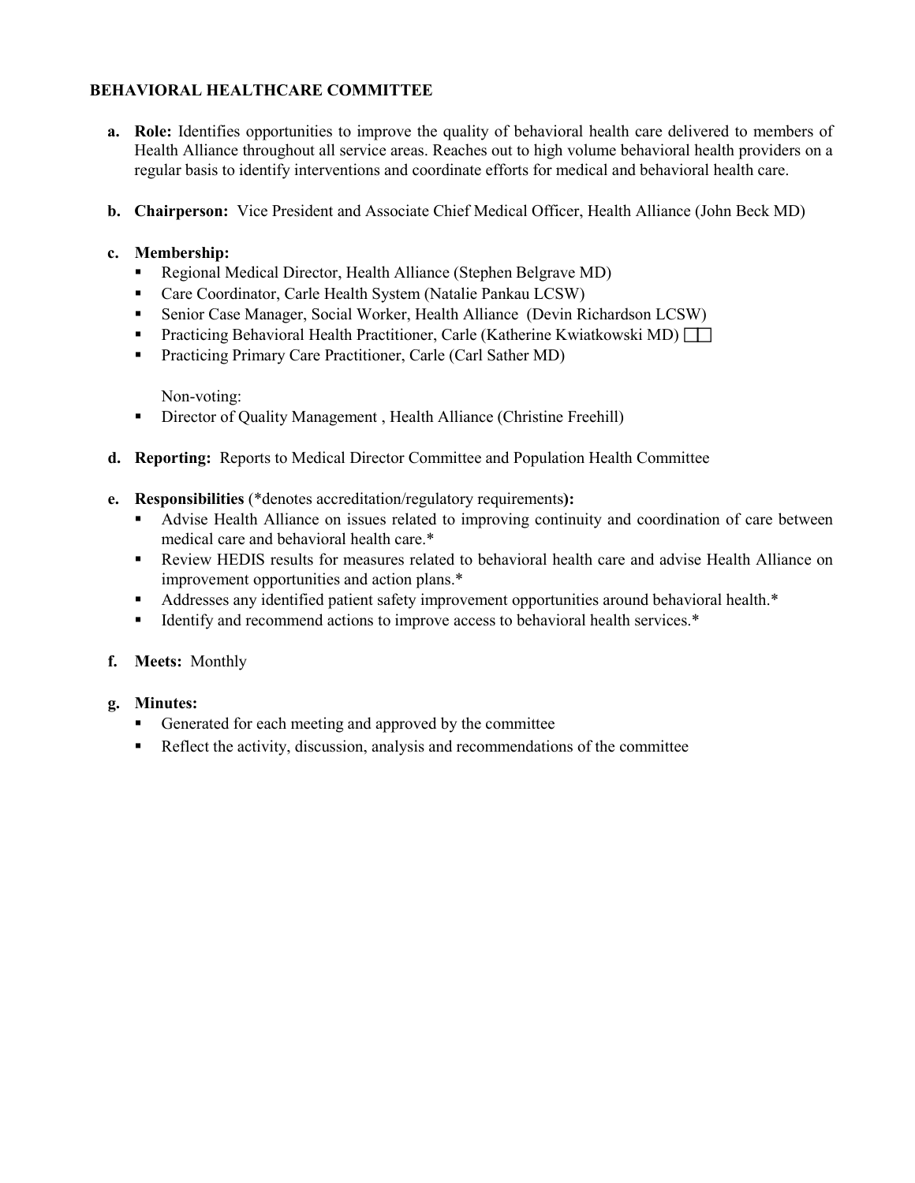**BEHAVIORAL HEALTHCARE COMMITTEE**

**a. Role:** Identifies opportunities to improve the quality of behavioral health care delivered to members of Health Alliance throughout all service areas. Reaches out to high volume behavioral health providers on a regular basis to identify interventions and coordinate efforts for medical and behavioral health care.

**b. Chairperson:** Vice President and Associate Chief Medical Officer, Health Alliance (John Beck MD)

**c. Membership:**
- Regional Medical Director, Health Alliance (Stephen Belgrave MD)
- Care Coordinator, Carle Health System (Natalie Pankau LCSW)
- Senior Case Manager, Social Worker, Health Alliance (Devin Richardson LCSW)
- Practicing Behavioral Health Practitioner, Carle (Katherine Kwiatkowski MD)
- Practicing Primary Care Practitioner, Carle (Carl Sather MD)

Non-voting:
- Director of Quality Management , Health Alliance (Christine Freehill)

**d. Reporting:** Reports to Medical Director Committee and Population Health Committee

**e. Responsibilities** (*denotes accreditation/regulatory requirements**):**
- Advise Health Alliance on issues related to improving continuity and coordination of care between medical care and behavioral health care.*
- Review HEDIS results for measures related to behavioral health care and advise Health Alliance on improvement opportunities and action plans.*
- Addresses any identified patient safety improvement opportunities around behavioral health.*
- Identify and recommend actions to improve access to behavioral health services.*

**f. Meets:** Monthly

**g. Minutes:**
- Generated for each meeting and approved by the committee
- Reflect the activity, discussion, analysis and recommendations of the committee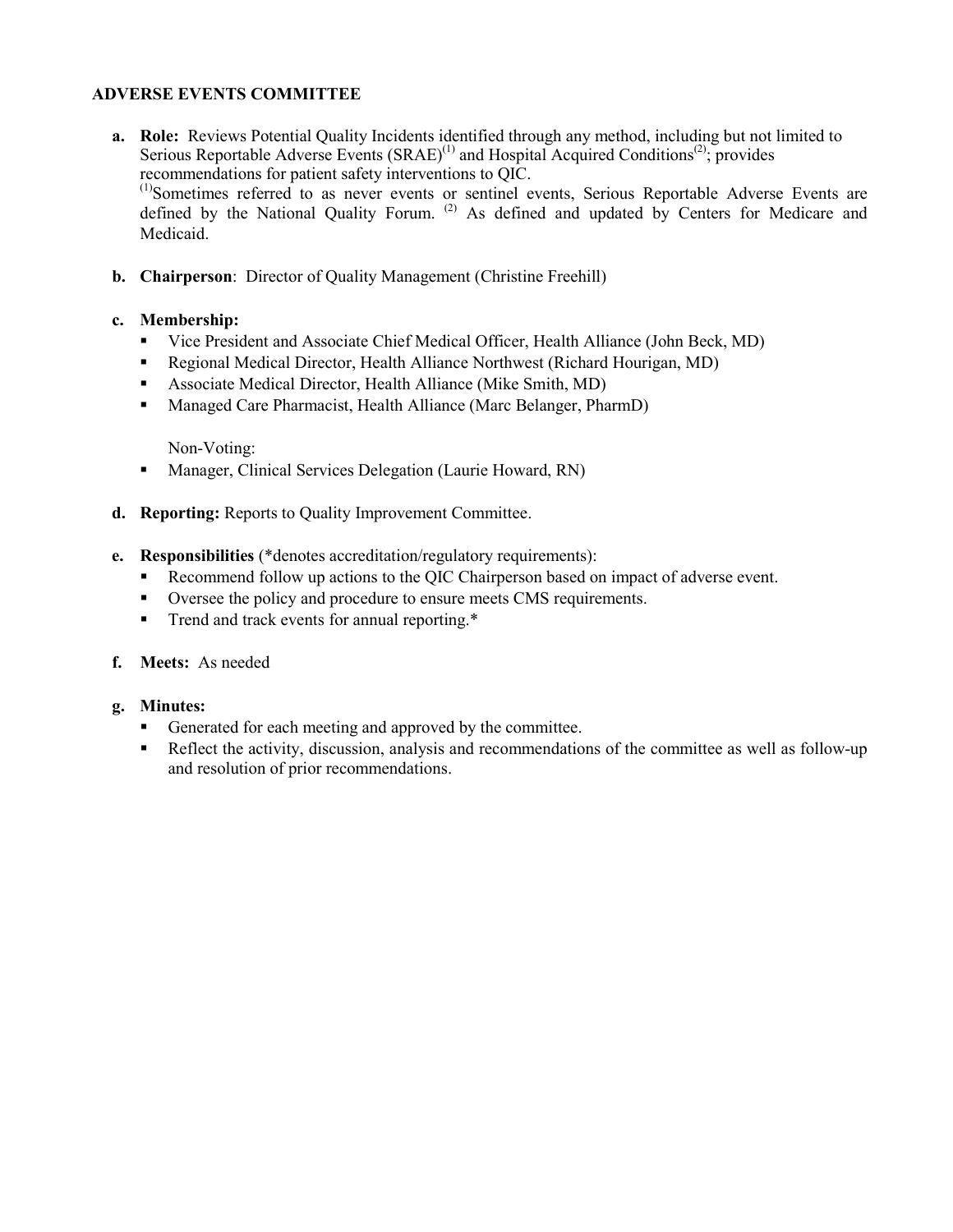**ADVERSE EVENTS COMMITTEE**

**a. Role:** Reviews Potential Quality Incidents identified through any method, including but not limited to Serious Reportable Adverse Events (SRAE)[1] and Hospital Acquired Conditions[2]; provides recommendations for patient safety interventions to QIC.
[1]Sometimes referred to as never events or sentinel events, Serious Reportable Adverse Events are defined by the National Quality Forum. [2] As defined and updated by Centers for Medicare and Medicaid.

**b. Chairperson**: Director of Quality Management (Christine Freehill)

**c. Membership:**

- Vice President and Associate Chief Medical Officer, Health Alliance (John Beck, MD)
- Regional Medical Director, Health Alliance Northwest (Richard Hourigan, MD)
- Associate Medical Director, Health Alliance (Mike Smith, MD)
- Managed Care Pharmacist, Health Alliance (Marc Belanger, PharmD)

  Non-Voting:

- Manager, Clinical Services Delegation (Laurie Howard, RN)

**d. Reporting:** Reports to Quality Improvement Committee.

**e. Responsibilities** (*denotes accreditation/regulatory requirements):

- Recommend follow up actions to the QIC Chairperson based on impact of adverse event.
- Oversee the policy and procedure to ensure meets CMS requirements.
- Trend and track events for annual reporting.*

**f. Meets:** As needed

**g. Minutes:**

- Generated for each meeting and approved by the committee.
- Reflect the activity, discussion, analysis and recommendations of the committee as well as follow-up and resolution of prior recommendations.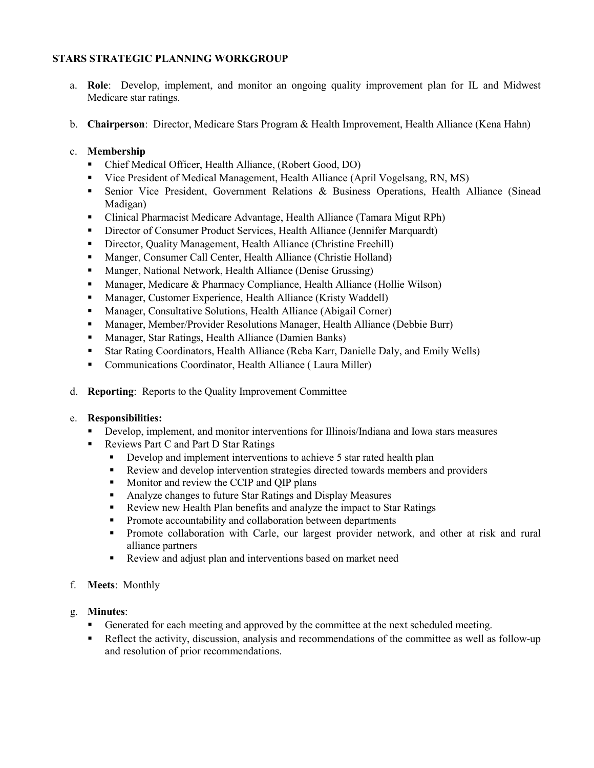**STARS STRATEGIC PLANNING WORKGROUP**

a. **Role**: Develop, implement, and monitor an ongoing quality improvement plan for IL and Midwest Medicare star ratings.

b. **Chairperson**: Director, Medicare Stars Program & Health Improvement, Health Alliance (Kena Hahn)

c. **Membership**
   - Chief Medical Officer, Health Alliance, (Robert Good, DO)
   - Vice President of Medical Management, Health Alliance (April Vogelsang, RN, MS)
   - Senior Vice President, Government Relations & Business Operations, Health Alliance (Sinead Madigan)
   - Clinical Pharmacist Medicare Advantage, Health Alliance (Tamara Migut RPh)
   - Director of Consumer Product Services, Health Alliance (Jennifer Marquardt)
   - Director, Quality Management, Health Alliance (Christine Freehill)
   - Manger, Consumer Call Center, Health Alliance (Christie Holland)
   - Manger, National Network, Health Alliance (Denise Grussing)
   - Manager, Medicare & Pharmacy Compliance, Health Alliance (Hollie Wilson)
   - Manager, Customer Experience, Health Alliance (Kristy Waddell)
   - Manager, Consultative Solutions, Health Alliance (Abigail Corner)
   - Manager, Member/Provider Resolutions Manager, Health Alliance (Debbie Burr)
   - Manager, Star Ratings, Health Alliance (Damien Banks)
   - Star Rating Coordinators, Health Alliance (Reba Karr, Danielle Daly, and Emily Wells)
   - Communications Coordinator, Health Alliance ( Laura Miller)

d. **Reporting**: Reports to the Quality Improvement Committee

e. **Responsibilities:**
   - Develop, implement, and monitor interventions for Illinois/Indiana and Iowa stars measures
   - Reviews Part C and Part D Star Ratings
     - Develop and implement interventions to achieve 5 star rated health plan
     - Review and develop intervention strategies directed towards members and providers
     - Monitor and review the CCIP and QIP plans
     - Analyze changes to future Star Ratings and Display Measures
     - Review new Health Plan benefits and analyze the impact to Star Ratings
     - Promote accountability and collaboration between departments
     - Promote collaboration with Carle, our largest provider network, and other at risk and rural alliance partners
     - Review and adjust plan and interventions based on market need

f. **Meets**: Monthly

g. **Minutes**:
   - Generated for each meeting and approved by the committee at the next scheduled meeting.
   - Reflect the activity, discussion, analysis and recommendations of the committee as well as follow-up and resolution of prior recommendations.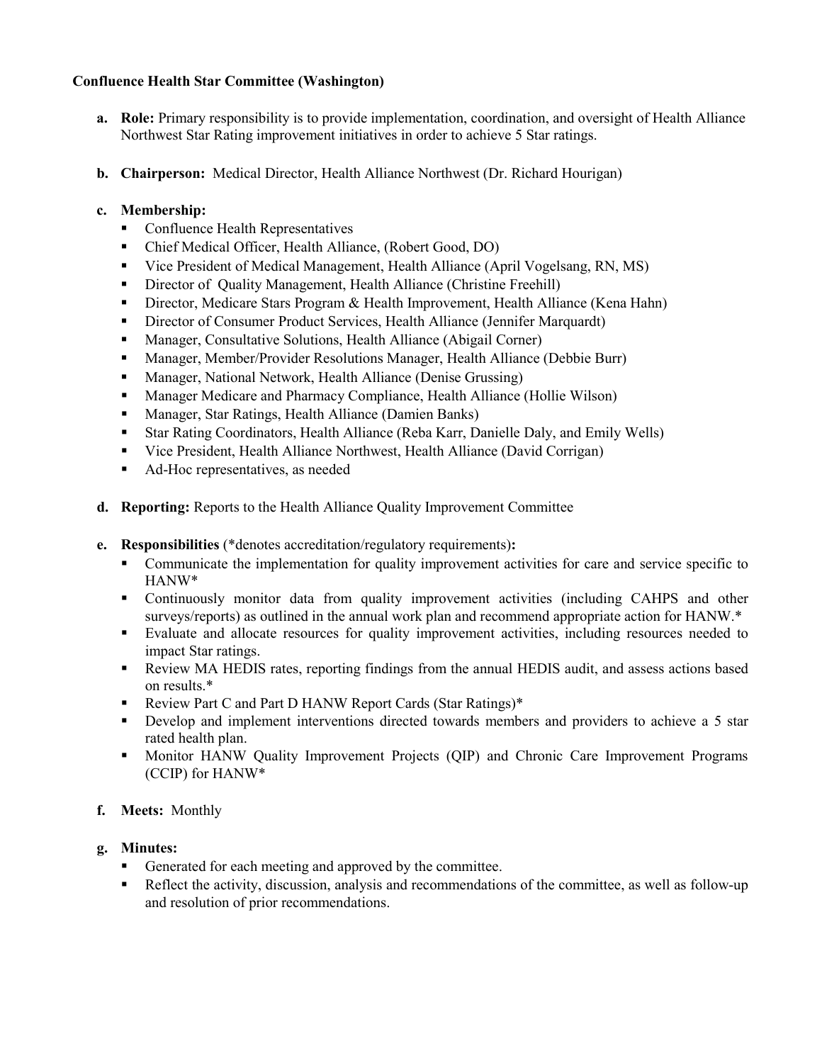**Confluence Health Star Committee (Washington)**

a. **Role:** Primary responsibility is to provide implementation, coordination, and oversight of Health Alliance Northwest Star Rating improvement initiatives in order to achieve 5 Star ratings.

b. **Chairperson:** Medical Director, Health Alliance Northwest (Dr. Richard Hourigan)

c. **Membership:**
   - Confluence Health Representatives
   - Chief Medical Officer, Health Alliance, (Robert Good, DO)
   - Vice President of Medical Management, Health Alliance (April Vogelsang, RN, MS)
   - Director of Quality Management, Health Alliance (Christine Freehill)
   - Director, Medicare Stars Program & Health Improvement, Health Alliance (Kena Hahn)
   - Director of Consumer Product Services, Health Alliance (Jennifer Marquardt)
   - Manager, Consultative Solutions, Health Alliance (Abigail Corner)
   - Manager, Member/Provider Resolutions Manager, Health Alliance (Debbie Burr)
   - Manager, National Network, Health Alliance (Denise Grussing)
   - Manager Medicare and Pharmacy Compliance, Health Alliance (Hollie Wilson)
   - Manager, Star Ratings, Health Alliance (Damien Banks)
   - Star Rating Coordinators, Health Alliance (Reba Karr, Danielle Daly, and Emily Wells)
   - Vice President, Health Alliance Northwest, Health Alliance (David Corrigan)
   - Ad-Hoc representatives, as needed

d. **Reporting:** Reports to the Health Alliance Quality Improvement Committee

e. **Responsibilities** (*denotes accreditation/regulatory requirements)**:**
   - Communicate the implementation for quality improvement activities for care and service specific to HANW*
   - Continuously monitor data from quality improvement activities (including CAHPS and other surveys/reports) as outlined in the annual work plan and recommend appropriate action for HANW.*
   - Evaluate and allocate resources for quality improvement activities, including resources needed to impact Star ratings.
   - Review MA HEDIS rates, reporting findings from the annual HEDIS audit, and assess actions based on results.*
   - Review Part C and Part D HANW Report Cards (Star Ratings)*
   - Develop and implement interventions directed towards members and providers to achieve a 5 star rated health plan.
   - Monitor HANW Quality Improvement Projects (QIP) and Chronic Care Improvement Programs (CCIP) for HANW*

f. **Meets:** Monthly

g. **Minutes:**
   - Generated for each meeting and approved by the committee.
   - Reflect the activity, discussion, analysis and recommendations of the committee, as well as follow-up and resolution of prior recommendations.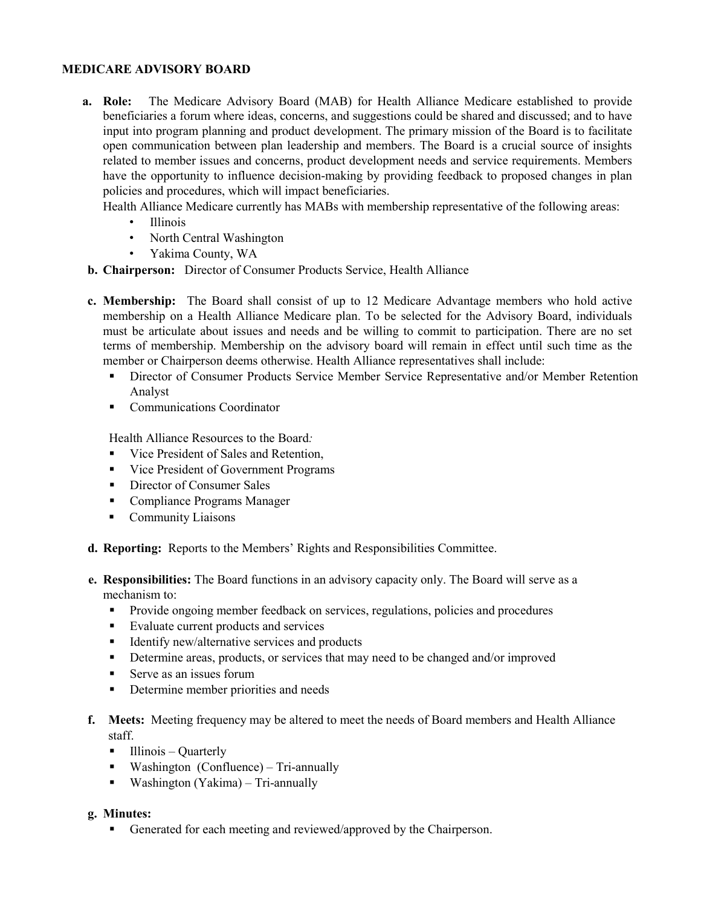## MEDICARE ADVISORY BOARD

a. **Role:** The Medicare Advisory Board (MAB) for Health Alliance Medicare established to provide beneficiaries a forum where ideas, concerns, and suggestions could be shared and discussed; and to have input into program planning and product development. The primary mission of the Board is to facilitate open communication between plan leadership and members. The Board is a crucial source of insights related to member issues and concerns, product development needs and service requirements. Members have the opportunity to influence decision-making by providing feedback to proposed changes in plan policies and procedures, which will impact beneficiaries.

   Health Alliance Medicare currently has MABs with membership representative of the following areas:

   - Illinois
   - North Central Washington
   - Yakima County, WA

b. **Chairperson:** Director of Consumer Products Service, Health Alliance

c. **Membership:** The Board shall consist of up to 12 Medicare Advantage members who hold active membership on a Health Alliance Medicare plan. To be selected for the Advisory Board, individuals must be articulate about issues and needs and be willing to commit to participation. There are no set terms of membership. Membership on the advisory board will remain in effect until such time as the member or Chairperson deems otherwise. Health Alliance representatives shall include:

   - Director of Consumer Products Service Member Service Representative and/or Member Retention Analyst
   - Communications Coordinator

   Health Alliance Resources to the Board*:*

   - Vice President of Sales and Retention,
   - Vice President of Government Programs
   - Director of Consumer Sales
   - Compliance Programs Manager
   - Community Liaisons

d. **Reporting:** Reports to the Members' Rights and Responsibilities Committee.

e. **Responsibilities:** The Board functions in an advisory capacity only. The Board will serve as a mechanism to:

   - Provide ongoing member feedback on services, regulations, policies and procedures
   - Evaluate current products and services
   - Identify new/alternative services and products
   - Determine areas, products, or services that may need to be changed and/or improved
   - Serve as an issues forum
   - Determine member priorities and needs

f. **Meets:** Meeting frequency may be altered to meet the needs of Board members and Health Alliance staff.

   - Illinois – Quarterly
   - Washington (Confluence) – Tri-annually
   - Washington (Yakima) – Tri-annually

g. **Minutes:**

   - Generated for each meeting and reviewed/approved by the Chairperson.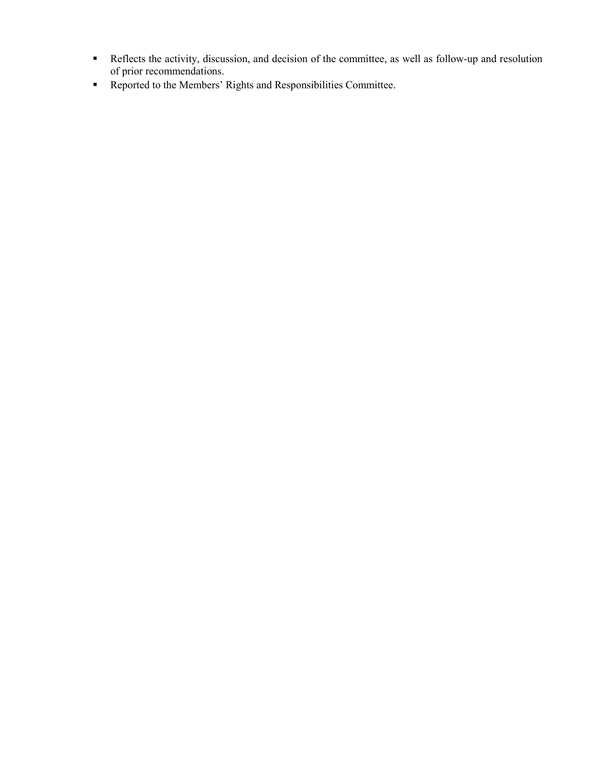- Reflects the activity, discussion, and decision of the committee, as well as follow-up and resolution of prior recommendations.
- Reported to the Members' Rights and Responsibilities Committee.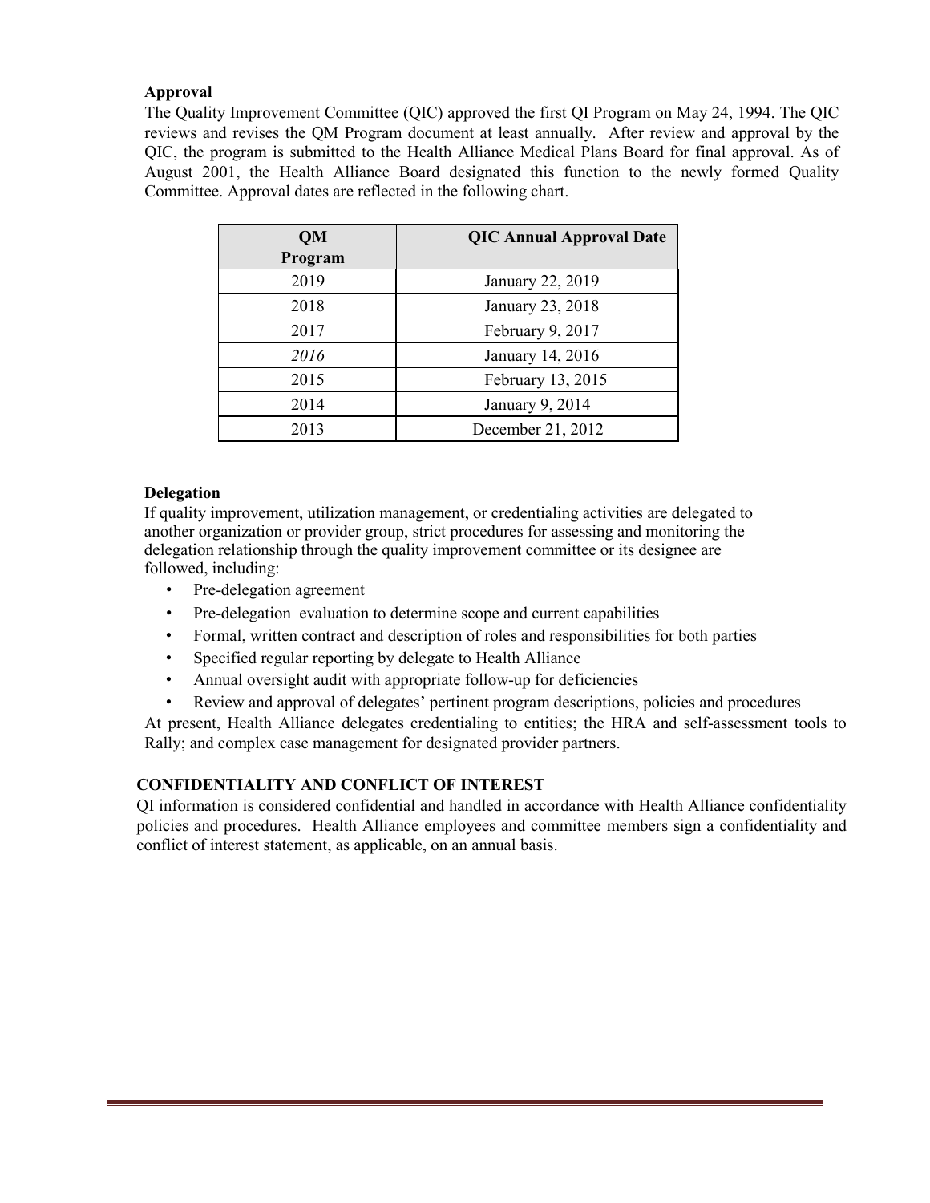### Approval

The Quality Improvement Committee (QIC) approved the first QI Program on May 24, 1994. The QIC reviews and revises the QM Program document at least annually. After review and approval by the QIC, the program is submitted to the Health Alliance Medical Plans Board for final approval. As of August 2001, the Health Alliance Board designated this function to the newly formed Quality Committee. Approval dates are reflected in the following chart.

| QM Program | QIC Annual Approval Date |
|---|---|
| 2019 | January 22, 2019 |
| 2018 | January 23, 2018 |
| 2017 | February 9, 2017 |
| *2016* | January 14, 2016 |
| 2015 | February 13, 2015 |
| 2014 | January 9, 2014 |
| 2013 | December 21, 2012 |

### Delegation

If quality improvement, utilization management, or credentialing activities are delegated to another organization or provider group, strict procedures for assessing and monitoring the delegation relationship through the quality improvement committee or its designee are followed, including:

- Pre-delegation agreement
- Pre-delegation evaluation to determine scope and current capabilities
- Formal, written contract and description of roles and responsibilities for both parties
- Specified regular reporting by delegate to Health Alliance
- Annual oversight audit with appropriate follow-up for deficiencies
- Review and approval of delegates' pertinent program descriptions, policies and procedures

At present, Health Alliance delegates credentialing to entities; the HRA and self-assessment tools to Rally; and complex case management for designated provider partners.

## CONFIDENTIALITY AND CONFLICT OF INTEREST

QI information is considered confidential and handled in accordance with Health Alliance confidentiality policies and procedures. Health Alliance employees and committee members sign a confidentiality and conflict of interest statement, as applicable, on an annual basis.